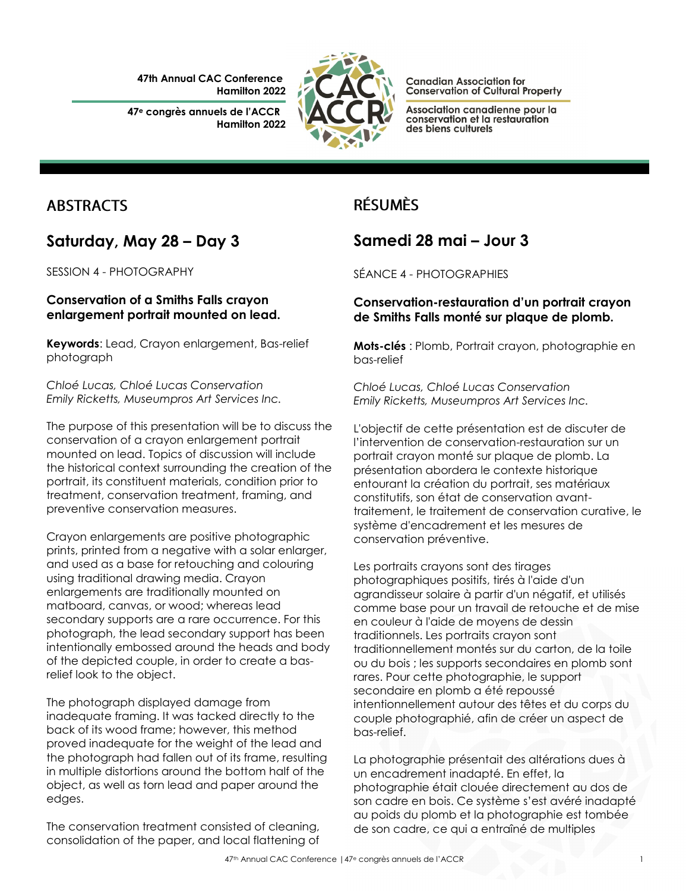47th Annual CAC Conference
Hamilton 2022

47e congrès annuels de l'ACCR
Hamilton 2022

Canadian Association for Conservation of Cultural Property

Association canadienne pour la conservation et la restauration des biens culturels

# ABSTRACTS

## Saturday, May 28 – Day 3

SESSION 4 - PHOTOGRAPHY

### Conservation of a Smiths Falls crayon enlargement portrait mounted on lead.

**Keywords**: Lead, Crayon enlargement, Bas-relief photograph

*Chloé Lucas, Chloé Lucas Conservation*
*Emily Ricketts, Museumpros Art Services Inc.*

The purpose of this presentation will be to discuss the conservation of a crayon enlargement portrait mounted on lead. Topics of discussion will include the historical context surrounding the creation of the portrait, its constituent materials, condition prior to treatment, conservation treatment, framing, and preventive conservation measures.

Crayon enlargements are positive photographic prints, printed from a negative with a solar enlarger, and used as a base for retouching and colouring using traditional drawing media. Crayon enlargements are traditionally mounted on matboard, canvas, or wood; whereas lead secondary supports are a rare occurrence. For this photograph, the lead secondary support has been intentionally embossed around the heads and body of the depicted couple, in order to create a bas-relief look to the object.

The photograph displayed damage from inadequate framing. It was tacked directly to the back of its wood frame; however, this method proved inadequate for the weight of the lead and the photograph had fallen out of its frame, resulting in multiple distortions around the bottom half of the object, as well as torn lead and paper around the edges.

The conservation treatment consisted of cleaning, consolidation of the paper, and local flattening of

# RÉSUMÈS

## Samedi 28 mai – Jour 3

SÉANCE 4 - PHOTOGRAPHIES

### Conservation-restauration d'un portrait crayon de Smiths Falls monté sur plaque de plomb.

**Mots-clés** : Plomb, Portrait crayon, photographie en bas-relief

*Chloé Lucas, Chloé Lucas Conservation*
*Emily Ricketts, Museumpros Art Services Inc.*

L'objectif de cette présentation est de discuter de l'intervention de conservation-restauration sur un portrait crayon monté sur plaque de plomb. La présentation abordera le contexte historique entourant la création du portrait, ses matériaux constitutifs, son état de conservation avant-traitement, le traitement de conservation curative, le système d'encadrement et les mesures de conservation préventive.

Les portraits crayons sont des tirages photographiques positifs, tirés à l'aide d'un agrandisseur solaire à partir d'un négatif, et utilisés comme base pour un travail de retouche et de mise en couleur à l'aide de moyens de dessin traditionnels. Les portraits crayon sont traditionnellement montés sur du carton, de la toile ou du bois ; les supports secondaires en plomb sont rares. Pour cette photographie, le support secondaire en plomb a été repoussé intentionnellement autour des têtes et du corps du couple photographié, afin de créer un aspect de bas-relief.

La photographie présentait des altérations dues à un encadrement inadapté. En effet, la photographie était clouée directement au dos de son cadre en bois. Ce système s'est avéré inadapté au poids du plomb et la photographie est tombée de son cadre, ce qui a entraîné de multiples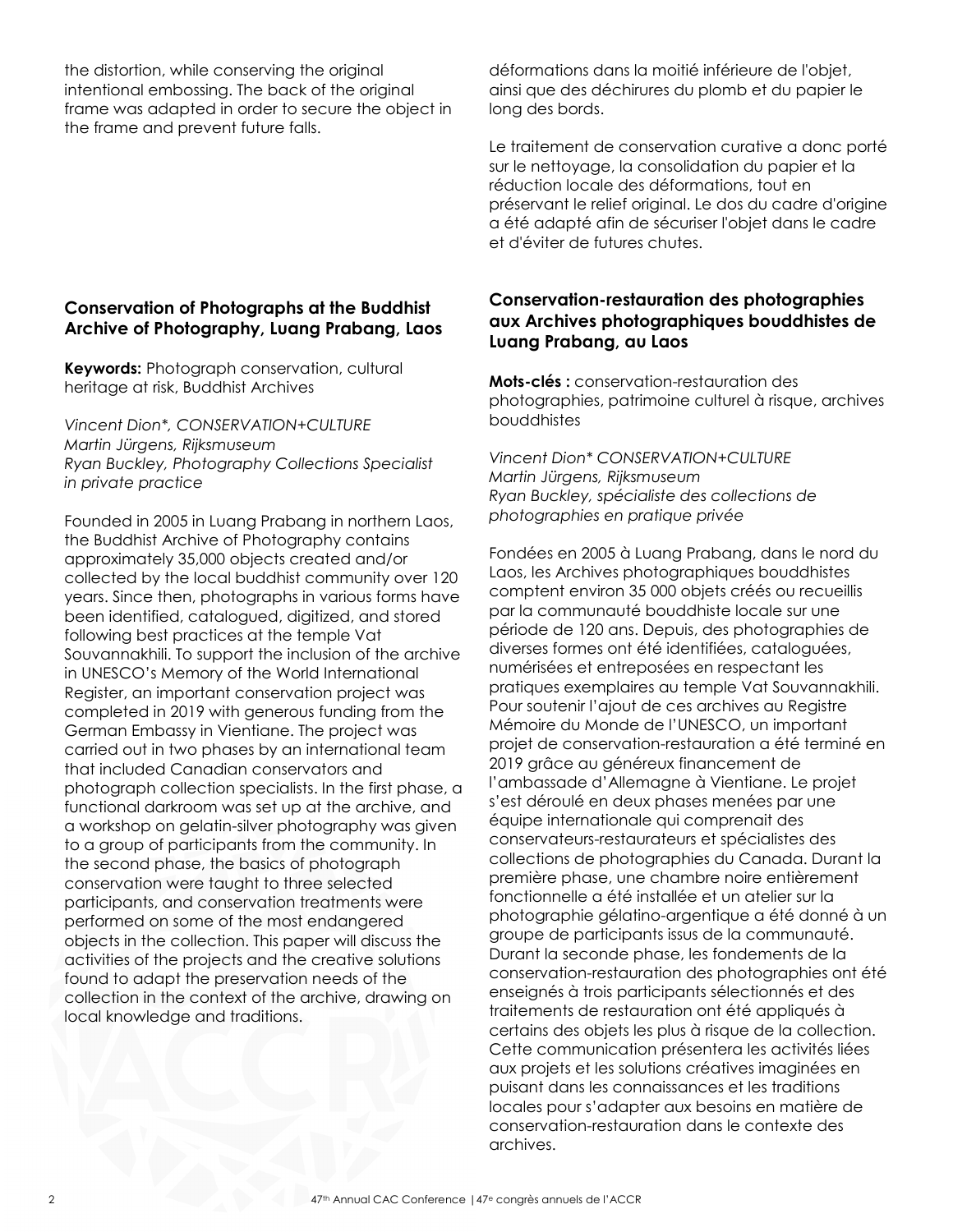the distortion, while conserving the original intentional embossing. The back of the original frame was adapted in order to secure the object in the frame and prevent future falls.

déformations dans la moitié inférieure de l'objet, ainsi que des déchirures du plomb et du papier le long des bords.

Le traitement de conservation curative a donc porté sur le nettoyage, la consolidation du papier et la réduction locale des déformations, tout en préservant le relief original. Le dos du cadre d'origine a été adapté afin de sécuriser l'objet dans le cadre et d'éviter de futures chutes.

### Conservation of Photographs at the Buddhist Archive of Photography, Luang Prabang, Laos

**Keywords:** Photograph conservation, cultural heritage at risk, Buddhist Archives

*Vincent Dion*, CONSERVATION+CULTURE*
*Martin Jürgens, Rijksmuseum*
*Ryan Buckley, Photography Collections Specialist in private practice*

Founded in 2005 in Luang Prabang in northern Laos, the Buddhist Archive of Photography contains approximately 35,000 objects created and/or collected by the local buddhist community over 120 years. Since then, photographs in various forms have been identified, catalogued, digitized, and stored following best practices at the temple Vat Souvannakhili. To support the inclusion of the archive in UNESCO's Memory of the World International Register, an important conservation project was completed in 2019 with generous funding from the German Embassy in Vientiane. The project was carried out in two phases by an international team that included Canadian conservators and photograph collection specialists. In the first phase, a functional darkroom was set up at the archive, and a workshop on gelatin-silver photography was given to a group of participants from the community. In the second phase, the basics of photograph conservation were taught to three selected participants, and conservation treatments were performed on some of the most endangered objects in the collection. This paper will discuss the activities of the projects and the creative solutions found to adapt the preservation needs of the collection in the context of the archive, drawing on local knowledge and traditions.

### Conservation-restauration des photographies aux Archives photographiques bouddhistes de Luang Prabang, au Laos

**Mots-clés :** conservation-restauration des photographies, patrimoine culturel à risque, archives bouddhistes

*Vincent Dion* CONSERVATION+CULTURE*
*Martin Jürgens, Rijksmuseum*
*Ryan Buckley, spécialiste des collections de photographies en pratique privée*

Fondées en 2005 à Luang Prabang, dans le nord du Laos, les Archives photographiques bouddhistes comptent environ 35 000 objets créés ou recueillis par la communauté bouddhiste locale sur une période de 120 ans. Depuis, des photographies de diverses formes ont été identifiées, cataloguées, numérisées et entreposées en respectant les pratiques exemplaires au temple Vat Souvannakhili. Pour soutenir l'ajout de ces archives au Registre Mémoire du Monde de l'UNESCO, un important projet de conservation-restauration a été terminé en 2019 grâce au généreux financement de l'ambassade d'Allemagne à Vientiane. Le projet s'est déroulé en deux phases menées par une équipe internationale qui comprenait des conservateurs-restaurateurs et spécialistes des collections de photographies du Canada. Durant la première phase, une chambre noire entièrement fonctionnelle a été installée et un atelier sur la photographie gélatino-argentique a été donné à un groupe de participants issus de la communauté. Durant la seconde phase, les fondements de la conservation-restauration des photographies ont été enseignés à trois participants sélectionnés et des traitements de restauration ont été appliqués à certains des objets les plus à risque de la collection. Cette communication présentera les activités liées aux projets et les solutions créatives imaginées en puisant dans les connaissances et les traditions locales pour s'adapter aux besoins en matière de conservation-restauration dans le contexte des archives.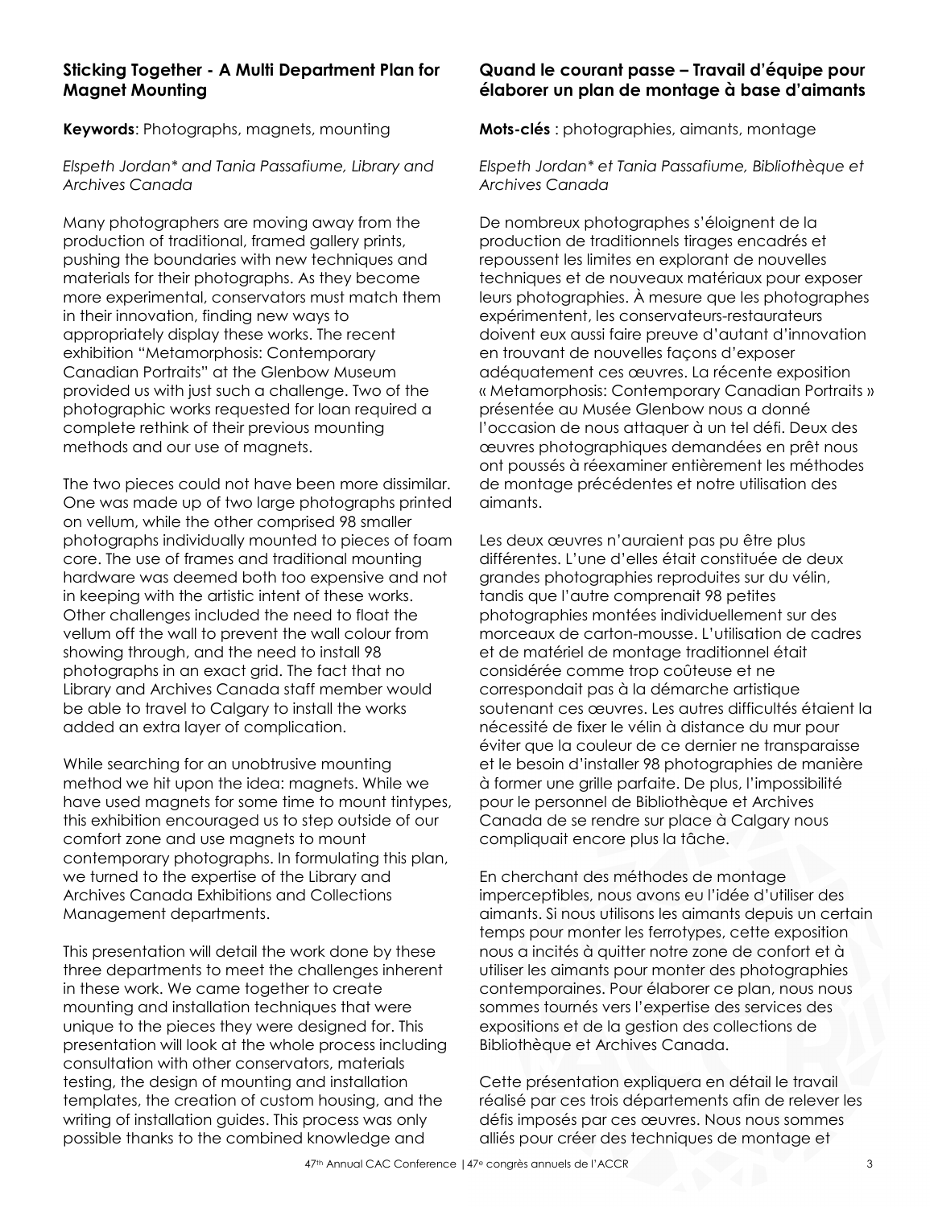## Sticking Together - A Multi Department Plan for Magnet Mounting

**Keywords**: Photographs, magnets, mounting

*Elspeth Jordan* and Tania Passafiume, Library and Archives Canada*

Many photographers are moving away from the production of traditional, framed gallery prints, pushing the boundaries with new techniques and materials for their photographs. As they become more experimental, conservators must match them in their innovation, finding new ways to appropriately display these works. The recent exhibition "Metamorphosis: Contemporary Canadian Portraits" at the Glenbow Museum provided us with just such a challenge. Two of the photographic works requested for loan required a complete rethink of their previous mounting methods and our use of magnets.

The two pieces could not have been more dissimilar. One was made up of two large photographs printed on vellum, while the other comprised 98 smaller photographs individually mounted to pieces of foam core. The use of frames and traditional mounting hardware was deemed both too expensive and not in keeping with the artistic intent of these works. Other challenges included the need to float the vellum off the wall to prevent the wall colour from showing through, and the need to install 98 photographs in an exact grid. The fact that no Library and Archives Canada staff member would be able to travel to Calgary to install the works added an extra layer of complication.

While searching for an unobtrusive mounting method we hit upon the idea: magnets. While we have used magnets for some time to mount tintypes, this exhibition encouraged us to step outside of our comfort zone and use magnets to mount contemporary photographs. In formulating this plan, we turned to the expertise of the Library and Archives Canada Exhibitions and Collections Management departments.

This presentation will detail the work done by these three departments to meet the challenges inherent in these work. We came together to create mounting and installation techniques that were unique to the pieces they were designed for. This presentation will look at the whole process including consultation with other conservators, materials testing, the design of mounting and installation templates, the creation of custom housing, and the writing of installation guides. This process was only possible thanks to the combined knowledge and

## Quand le courant passe – Travail d'équipe pour élaborer un plan de montage à base d'aimants

**Mots-clés** : photographies, aimants, montage

*Elspeth Jordan* et Tania Passafiume, Bibliothèque et Archives Canada*

De nombreux photographes s'éloignent de la production de traditionnels tirages encadrés et repoussent les limites en explorant de nouvelles techniques et de nouveaux matériaux pour exposer leurs photographies. À mesure que les photographes expérimentent, les conservateurs-restaurateurs doivent eux aussi faire preuve d'autant d'innovation en trouvant de nouvelles façons d'exposer adéquatement ces œuvres. La récente exposition « Metamorphosis: Contemporary Canadian Portraits » présentée au Musée Glenbow nous a donné l'occasion de nous attaquer à un tel défi. Deux des œuvres photographiques demandées en prêt nous ont poussés à réexaminer entièrement les méthodes de montage précédentes et notre utilisation des aimants.

Les deux œuvres n'auraient pas pu être plus différentes. L'une d'elles était constituée de deux grandes photographies reproduites sur du vélin, tandis que l'autre comprenait 98 petites photographies montées individuellement sur des morceaux de carton-mousse. L'utilisation de cadres et de matériel de montage traditionnel était considérée comme trop coûteuse et ne correspondait pas à la démarche artistique soutenant ces œuvres. Les autres difficultés étaient la nécessité de fixer le vélin à distance du mur pour éviter que la couleur de ce dernier ne transparaisse et le besoin d'installer 98 photographies de manière à former une grille parfaite. De plus, l'impossibilité pour le personnel de Bibliothèque et Archives Canada de se rendre sur place à Calgary nous compliquait encore plus la tâche.

En cherchant des méthodes de montage imperceptibles, nous avons eu l'idée d'utiliser des aimants. Si nous utilisons les aimants depuis un certain temps pour monter les ferrotypes, cette exposition nous a incités à quitter notre zone de confort et à utiliser les aimants pour monter des photographies contemporaines. Pour élaborer ce plan, nous nous sommes tournés vers l'expertise des services des expositions et de la gestion des collections de Bibliothèque et Archives Canada.

Cette présentation expliquera en détail le travail réalisé par ces trois départements afin de relever les défis imposés par ces œuvres. Nous nous sommes alliés pour créer des techniques de montage et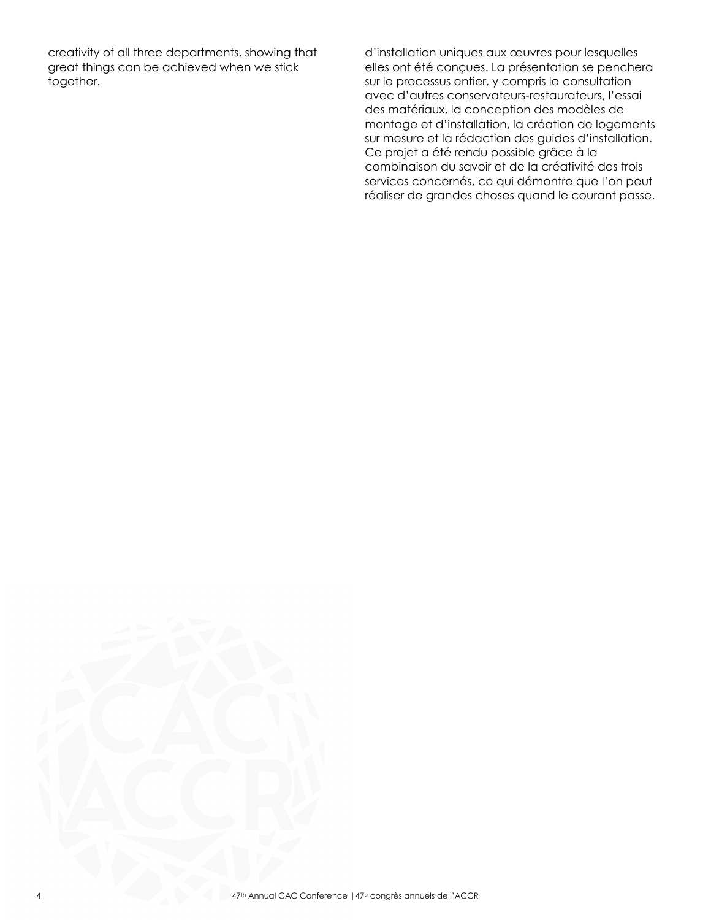creativity of all three departments, showing that great things can be achieved when we stick together.

d'installation uniques aux œuvres pour lesquelles elles ont été conçues. La présentation se penchera sur le processus entier, y compris la consultation avec d'autres conservateurs-restaurateurs, l'essai des matériaux, la conception des modèles de montage et d'installation, la création de logements sur mesure et la rédaction des guides d'installation. Ce projet a été rendu possible grâce à la combinaison du savoir et de la créativité des trois services concernés, ce qui démontre que l'on peut réaliser de grandes choses quand le courant passe.